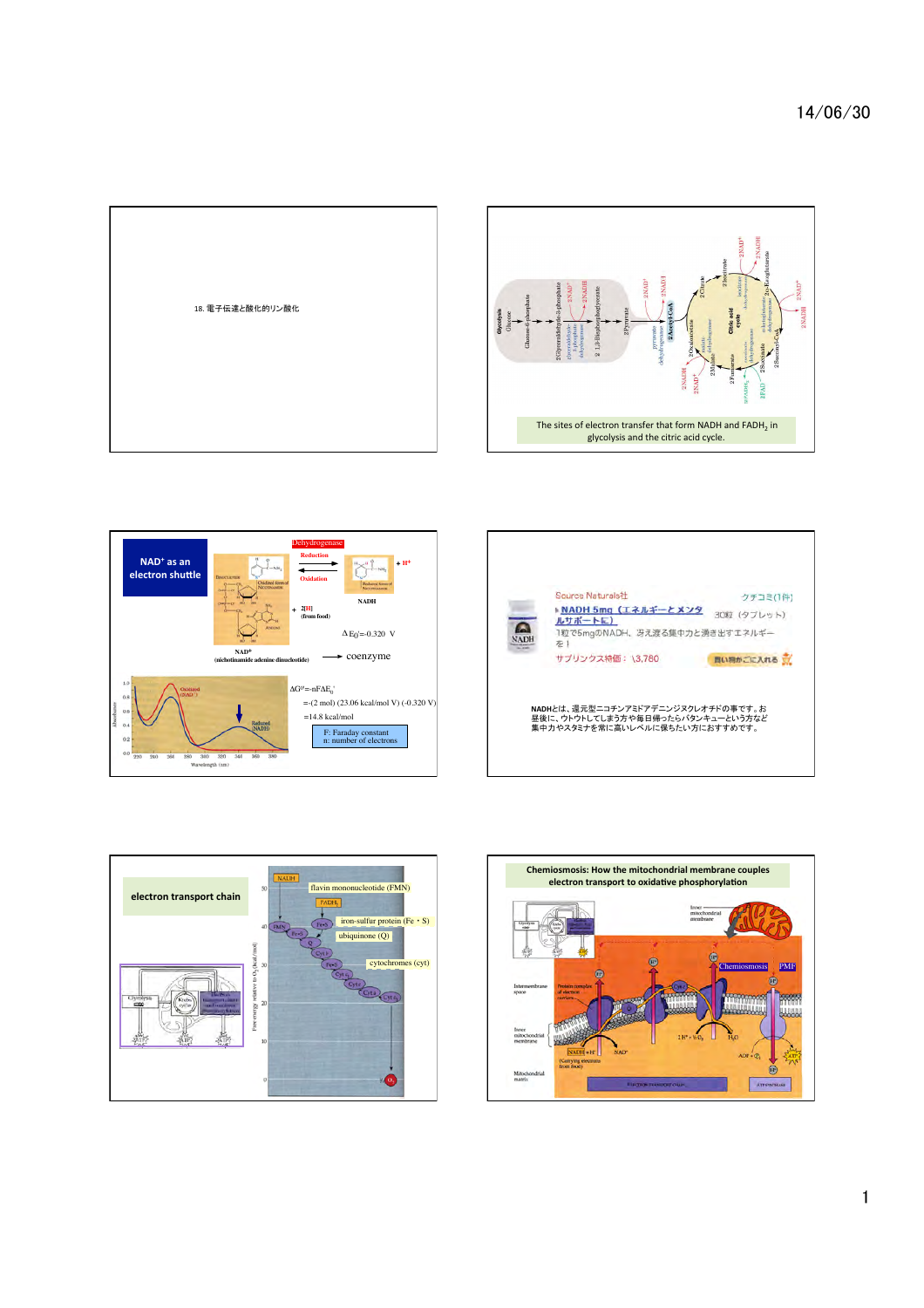## 18. 電子伝達と酸化的リン酸化

The sites of electron transfer that form NADH and $FADH_2$ in glycolysis and the citric acid cycle.

**NAD⁺ as an electron shuttle**

Dehydrogenase

Reduction

Oxidation

$NAD^+ + 2[H]$ (from food) ⇄ NADH + $H^+$

$NAD^+$ (nichotinamide adenine dinucleotide) → coenzyme

$\Delta E_0' = -0.320$ V

$\Delta G^{0\prime} = -nF\Delta E_0'$

$= -(2 \text{ mol})(23.06 \text{ kcal/mol V})(-0.320 \text{ V})$

$= 14.8$ kcal/mol

F: Faraday constant
n: number of electrons

Source Naturals社

NADH 5mg（エネルギー＆メンタルサポート E）

30粒（タブレット）

1粒で5mgのNADH。冴え渡る集中力と湧き出すエネルギーを！

サプリンクス特価：\3,780

NADHとは、還元型ニコチンアミドアデニンジヌクレオチドの事です。お昼後に、ウトウトしてしまう方や毎日帰ったらバタンキューという方など集中力やスタミナを常に高いレベルに保ちたい方におすすめです。

**electron transport chain**

- flavin mononucleotide (FMN)
- iron-sulfur protein (Fe・S)
- ubiquinone (Q)
- cytochromes (cyt)

**Chemiosmosis: How the mitochondrial membrane couples electron transport to oxidative phosphorylation**

Chemiosmosis

PMF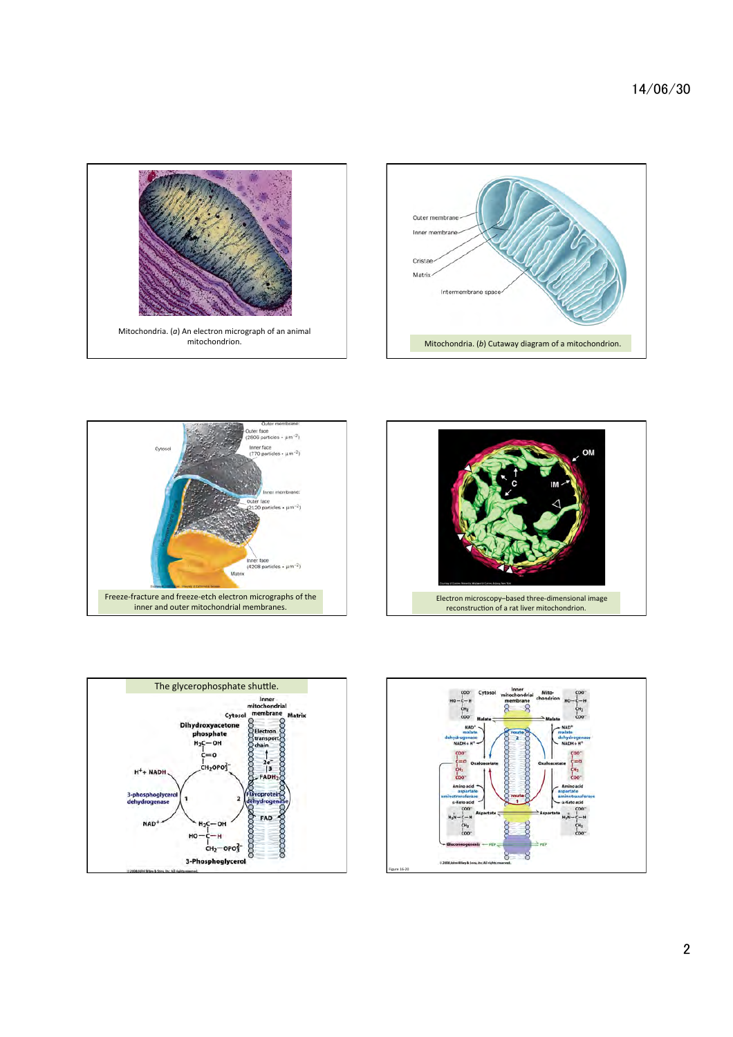Mitochondria. (*a*) An electron micrograph of an animal mitochondrion.

Mitochondria. (*b*) Cutaway diagram of a mitochondrion.

Freeze-fracture and freeze-etch electron micrographs of the inner and outer mitochondrial membranes.

Electron microscopy–based three-dimensional image reconstruction of a rat liver mitochondrion.

The glycerophosphate shuttle.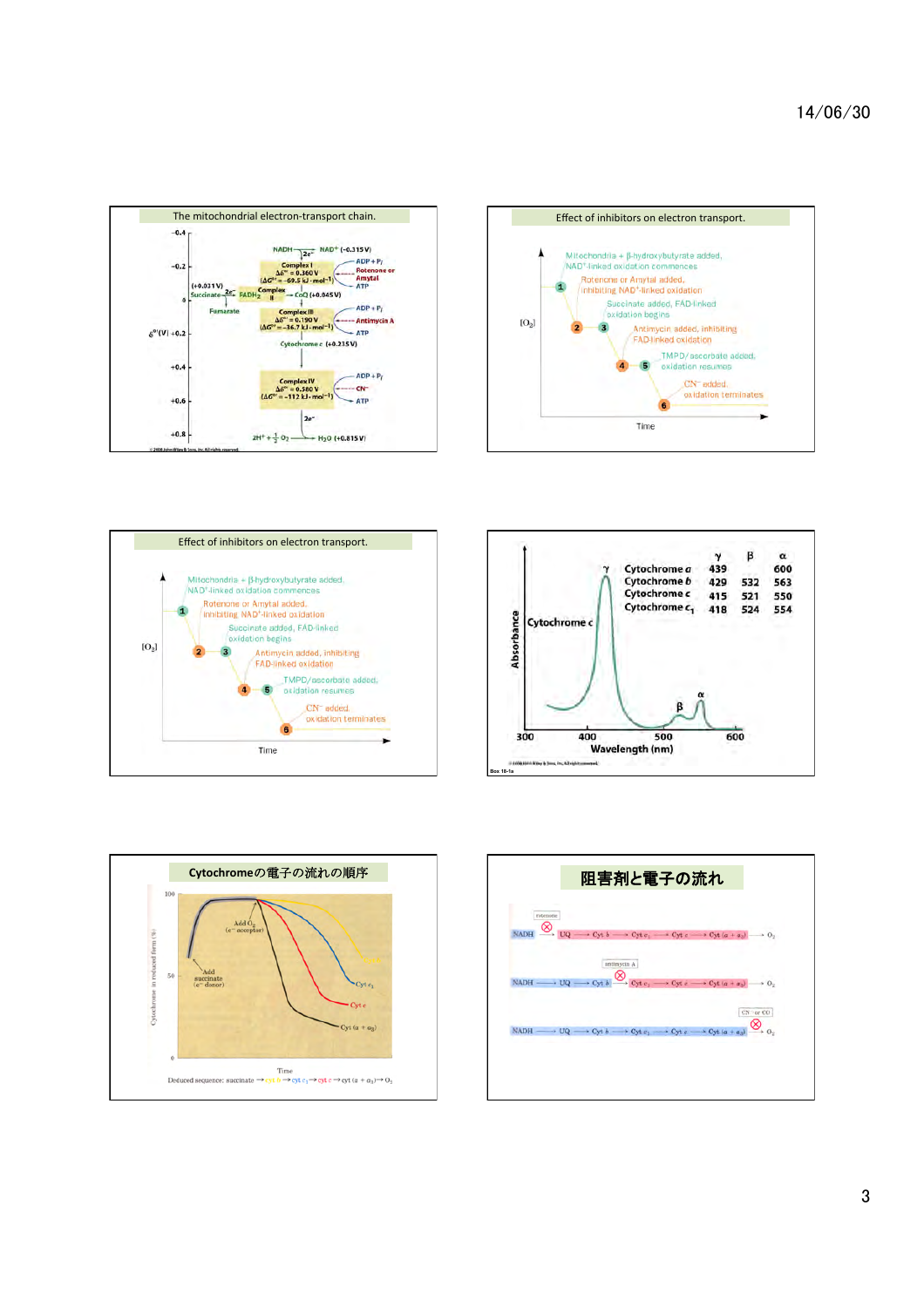## The mitochondrial electron-transport chain.

NADH → NAD⁺ (−0.315 V)

Complex I: $\Delta \mathcal{E}^{\circ\prime} = 0.360$ V ($\Delta G^{\circ\prime} = -69.5$ kJ·mol⁻¹) — ADP + $P_i$ → ATP; Rotenone or Amytal

Succinate (+0.031 V) → Complex II (FADH₂) → CoQ (+0.045 V); Fumarate

Complex III: $\Delta \mathcal{E}^{\circ\prime} = 0.190$ V ($\Delta G^{\circ\prime} = -36.7$ kJ·mol⁻¹) — ADP + $P_i$ → ATP; Antimycin A

Cytochrome c (+0.235 V)

Complex IV: $\Delta \mathcal{E}^{\circ\prime} = 0.580$ V ($\Delta G^{\circ\prime} = -112$ kJ·mol⁻¹) — ADP + $P_i$ → ATP; CN⁻

$2H^+ + \frac{1}{2}O_2 \rightarrow H_2O$ (+0.815 V)

## Effect of inhibitors on electron transport.

1. Mitochondria + β-hydroxybutyrate added, NAD⁺-linked oxidation commences
2. Rotenone or Amytal added, inhibiting NAD⁺-linked oxidation
3. Succinate added, FAD-linked oxidation begins
4. Antimycin added, inhibiting FAD-linked oxidation
5. TMPD/ascorbate added, oxidation resumes
6. CN⁻ added, oxidation terminates

## Effect of inhibitors on electron transport.

1. Mitochondria + β-hydroxybutyrate added, NAD⁺-linked oxidation commences
2. Rotenone or Amytal added, inhibiting NAD⁺-linked oxidation
3. Succinate added, FAD-linked oxidation begins
4. Antimycin added, inhibiting FAD-linked oxidation
5. TMPD/ascorbate added, oxidation resumes
6. CN⁻ added, oxidation terminates

## Cytochrome absorption spectra

| | γ | β | α |
|---|---|---|---|
| Cytochrome a | 439 | | 600 |
| Cytochrome b | 429 | 532 | 563 |
| Cytochrome c | 415 | 521 | 550 |
| Cytochrome $c_1$ | 418 | 524 | 554 |

## Cytochromeの電子の流れの順序

Deduced sequence: succinate → cyt b → cyt $c_1$ → cyt c → cyt $(a + a_3)$ → $O_2$

## 阻害剤と電子の流れ

- Rotenone: NADH ⊗ → UQ → Cyt b → Cyt $c_1$ → Cyt c → Cyt $(a + a_3)$ → $O_2$
- antimycin A: NADH → UQ → Cyt b ⊗ → Cyt $c_1$ → Cyt c → Cyt $(a + a_3)$ → $O_2$
- CN⁻ or CO: NADH → UQ → Cyt b → Cyt $c_1$ → Cyt c → Cyt $(a + a_3)$ ⊗ → $O_2$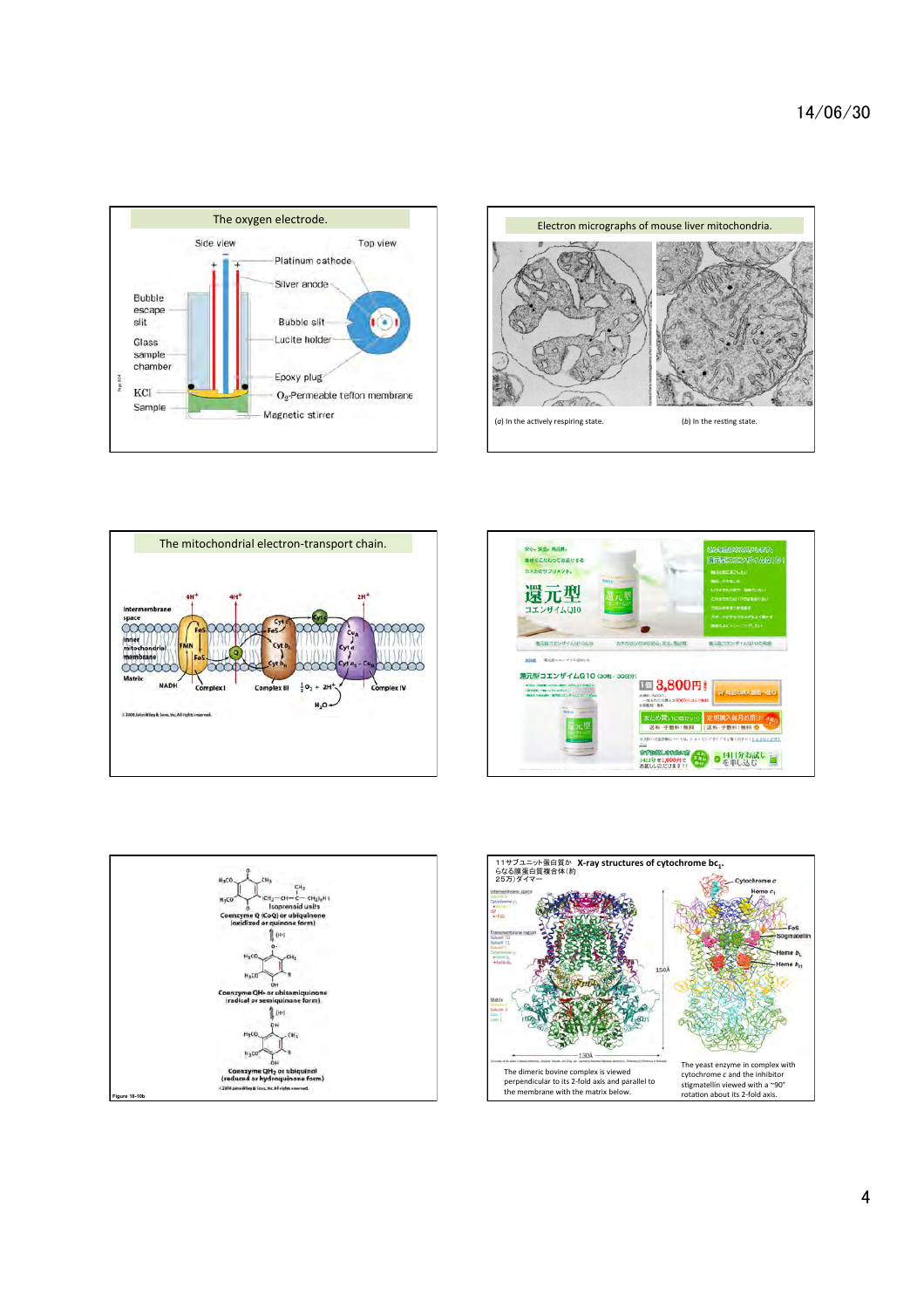## The oxygen electrode.

Side view

Top view

Platinum cathode

Silver anode

Bubble escape slit

Bubble slit

Lucite holder

Glass sample chamber

Epoxy plug

KCl

$O_2$-Permeable teflon membrane

Sample

Magnetic stirrer

## Electron micrographs of mouse liver mitochondria.

(*a*) In the actively respiring state.

(*b*) In the resting state.

## The mitochondrial electron-transport chain.

Intermembrane space

Inner mitochondrial membrane

Matrix

$4H^+$ $4H^+$ $2H^+$

FMN, FeS, Q, Cyt c, Cyt $c_1$, Cyt $b_L$, Cyt $b_H$, $Cu_A$, Cyt a, Cyt $a_3$ – $Cu_B$

NADH

Complex I

Complex III

Complex IV

$\frac{1}{2}O_2 + 2H^+$

$H_2O$

© 2008 John Wiley & Sons, Inc. All rights reserved.

還元型コエンザイムQ10

還元型コエンザイムQ10（30粒／30日分）

3,800円

Coenzyme Q (CoQ) or ubiquinone (oxidized or quinone form)

Isoprenoid units

Coenzyme QH· or ubisemiquinone (radical or semiquinone form)

Coenzyme $QH_2$ or ubiquinol (reduced or hydroquinone form)

Figure 18-10b

© 2008 John Wiley & Sons, Inc. All rights reserved.

11サブユニット蛋白質から なる膜蛋白質複合体（約25万）ダイマー

## X-ray structures of cytochrome $bc_1$.

Intermembrane space

Transmembrane region

Matrix

Cytochrome $c$

Heme $c_1$

FeS

Stigmatellin

Heme $b_L$

Heme $b_H$

150Å

130Å

The dimeric bovine complex is viewed perpendicular to its 2-fold axis and parallel to the membrane with the matrix below.

The yeast enzyme in complex with cytochrome c and the inhibitor stigmatellin viewed with a ~90° rotation about its 2-fold axis.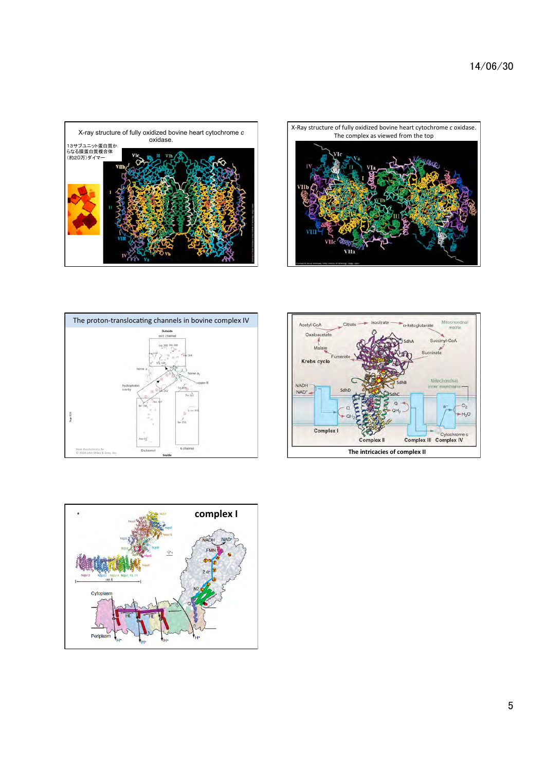## X-ray structure of fully oxidized bovine heart cytochrome *c* oxidase.

13サブユニット蛋白質からなる膜蛋白質複合体（約20万）ダイマー

VIc II VIb VIIb I II VIII IV Vb Va

## X-Ray structure of fully oxidized bovine heart cytochrome *c* oxidase. The complex as viewed from the top

VIc Va IV II VIa I VIIb VIb III VIII VIIc VIIa

## The proton-translocating channels in bovine complex IV

Outside
exit channel
heme a
heme $a_3$
copper B
hydrophobic cavity
D channel
K channel
Inside

Voet Biochemistry 3e
© 2004 John Wiley & Sons, Inc.

## The intricacies of complex II

Acetyl-CoA
Citrate
Isocitrate
α-ketoglutarate
Mitochondrial matrix
Oxaloacetate
Malate
Fumarate
Succinyl-CoA
Succinate
Krebs cycle
SdhA
SdhB
SdhC
SdhD
NADH
$NAD^+$
Q
$QH_2$
Mitochondrial inner membrane
$e^-$
$O_2$
$H_2O$
Cytochrome c
Complex I
Complex II
Complex III
Complex IV

## complex I

NADH $NAD^+$
FMN
2 e⁻
N2
Q
Cytoplasm
HL HL
Periplasm
$H^+$ $H^+$ $H^+$ $H^+$